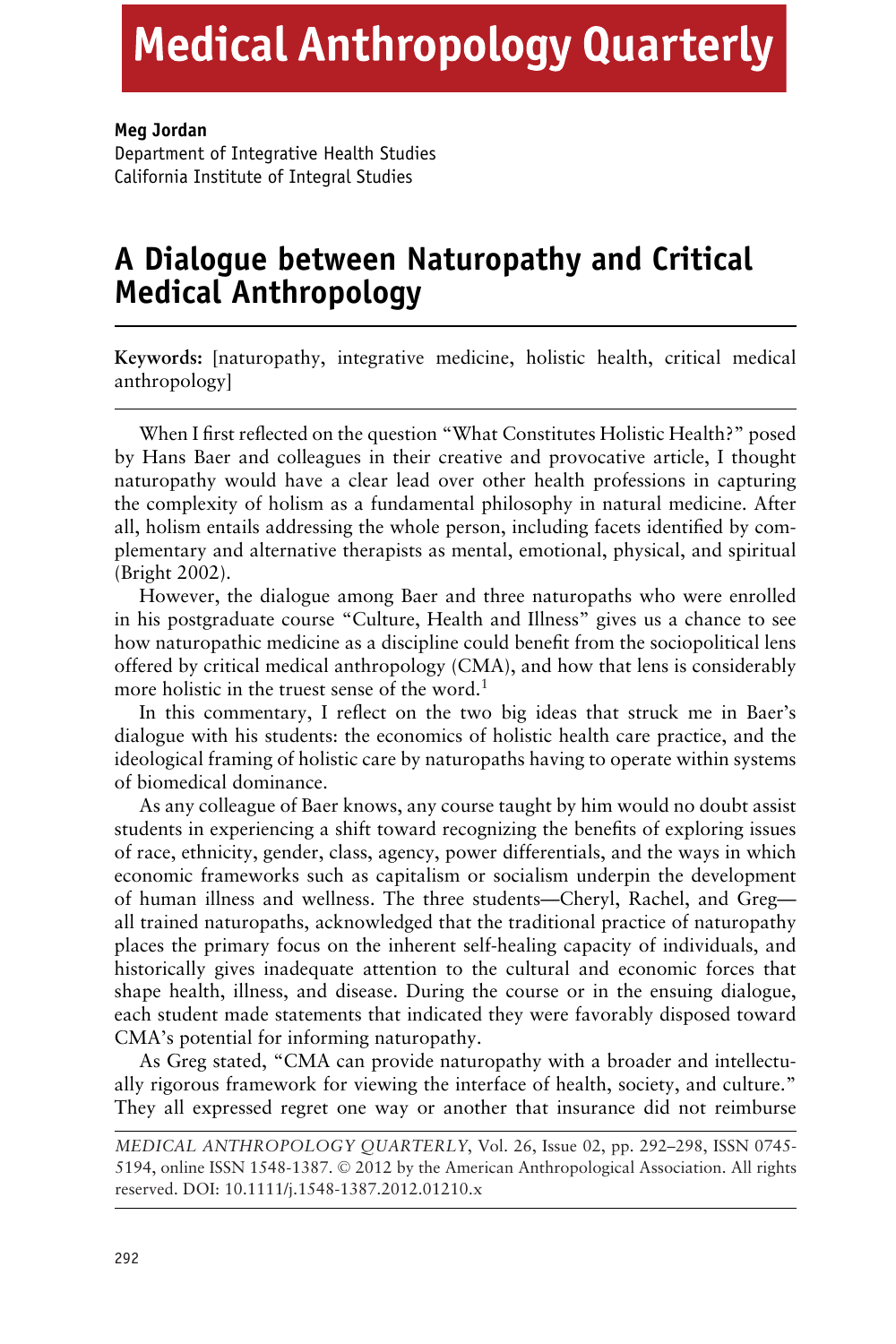**Meg Jordan**
Department of Integrative Health Studies
California Institute of Integral Studies

# A Dialogue between Naturopathy and Critical Medical Anthropology

**Keywords:** [naturopathy, integrative medicine, holistic health, critical medical anthropology]

When I first reflected on the question "What Constitutes Holistic Health?" posed by Hans Baer and colleagues in their creative and provocative article, I thought naturopathy would have a clear lead over other health professions in capturing the complexity of holism as a fundamental philosophy in natural medicine. After all, holism entails addressing the whole person, including facets identified by complementary and alternative therapists as mental, emotional, physical, and spiritual (Bright 2002).

However, the dialogue among Baer and three naturopaths who were enrolled in his postgraduate course "Culture, Health and Illness" gives us a chance to see how naturopathic medicine as a discipline could benefit from the sociopolitical lens offered by critical medical anthropology (CMA), and how that lens is considerably more holistic in the truest sense of the word.[1]

In this commentary, I reflect on the two big ideas that struck me in Baer's dialogue with his students: the economics of holistic health care practice, and the ideological framing of holistic care by naturopaths having to operate within systems of biomedical dominance.

As any colleague of Baer knows, any course taught by him would no doubt assist students in experiencing a shift toward recognizing the benefits of exploring issues of race, ethnicity, gender, class, agency, power differentials, and the ways in which economic frameworks such as capitalism or socialism underpin the development of human illness and wellness. The three students—Cheryl, Rachel, and Greg—all trained naturopaths, acknowledged that the traditional practice of naturopathy places the primary focus on the inherent self-healing capacity of individuals, and historically gives inadequate attention to the cultural and economic forces that shape health, illness, and disease. During the course or in the ensuing dialogue, each student made statements that indicated they were favorably disposed toward CMA's potential for informing naturopathy.

As Greg stated, "CMA can provide naturopathy with a broader and intellectually rigorous framework for viewing the interface of health, society, and culture." They all expressed regret one way or another that insurance did not reimburse

*MEDICAL ANTHROPOLOGY QUARTERLY*, Vol. 26, Issue 02, pp. 292–298, ISSN 0745-5194, online ISSN 1548-1387. © 2012 by the American Anthropological Association. All rights reserved. DOI: 10.1111/j.1548-1387.2012.01210.x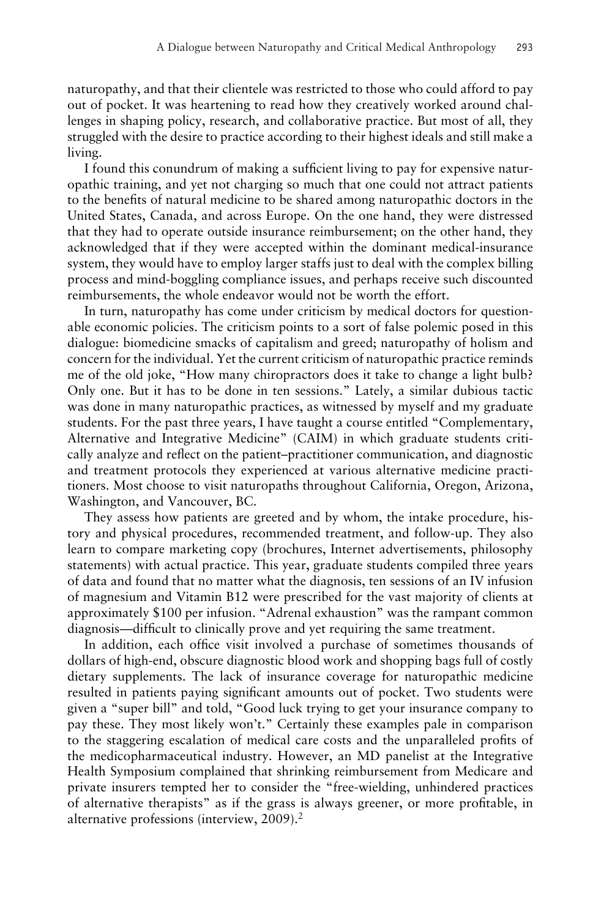naturopathy, and that their clientele was restricted to those who could afford to pay out of pocket. It was heartening to read how they creatively worked around challenges in shaping policy, research, and collaborative practice. But most of all, they struggled with the desire to practice according to their highest ideals and still make a living.

I found this conundrum of making a sufficient living to pay for expensive naturopathic training, and yet not charging so much that one could not attract patients to the benefits of natural medicine to be shared among naturopathic doctors in the United States, Canada, and across Europe. On the one hand, they were distressed that they had to operate outside insurance reimbursement; on the other hand, they acknowledged that if they were accepted within the dominant medical-insurance system, they would have to employ larger staffs just to deal with the complex billing process and mind-boggling compliance issues, and perhaps receive such discounted reimbursements, the whole endeavor would not be worth the effort.

In turn, naturopathy has come under criticism by medical doctors for questionable economic policies. The criticism points to a sort of false polemic posed in this dialogue: biomedicine smacks of capitalism and greed; naturopathy of holism and concern for the individual. Yet the current criticism of naturopathic practice reminds me of the old joke, "How many chiropractors does it take to change a light bulb? Only one. But it has to be done in ten sessions." Lately, a similar dubious tactic was done in many naturopathic practices, as witnessed by myself and my graduate students. For the past three years, I have taught a course entitled "Complementary, Alternative and Integrative Medicine" (CAIM) in which graduate students critically analyze and reflect on the patient–practitioner communication, and diagnostic and treatment protocols they experienced at various alternative medicine practitioners. Most choose to visit naturopaths throughout California, Oregon, Arizona, Washington, and Vancouver, BC.

They assess how patients are greeted and by whom, the intake procedure, history and physical procedures, recommended treatment, and follow-up. They also learn to compare marketing copy (brochures, Internet advertisements, philosophy statements) with actual practice. This year, graduate students compiled three years of data and found that no matter what the diagnosis, ten sessions of an IV infusion of magnesium and Vitamin B12 were prescribed for the vast majority of clients at approximately $100 per infusion. "Adrenal exhaustion" was the rampant common diagnosis—difficult to clinically prove and yet requiring the same treatment.

In addition, each office visit involved a purchase of sometimes thousands of dollars of high-end, obscure diagnostic blood work and shopping bags full of costly dietary supplements. The lack of insurance coverage for naturopathic medicine resulted in patients paying significant amounts out of pocket. Two students were given a "super bill" and told, "Good luck trying to get your insurance company to pay these. They most likely won't." Certainly these examples pale in comparison to the staggering escalation of medical care costs and the unparalleled profits of the medicopharmaceutical industry. However, an MD panelist at the Integrative Health Symposium complained that shrinking reimbursement from Medicare and private insurers tempted her to consider the "free-wielding, unhindered practices of alternative therapists" as if the grass is always greener, or more profitable, in alternative professions (interview, 2009).[2]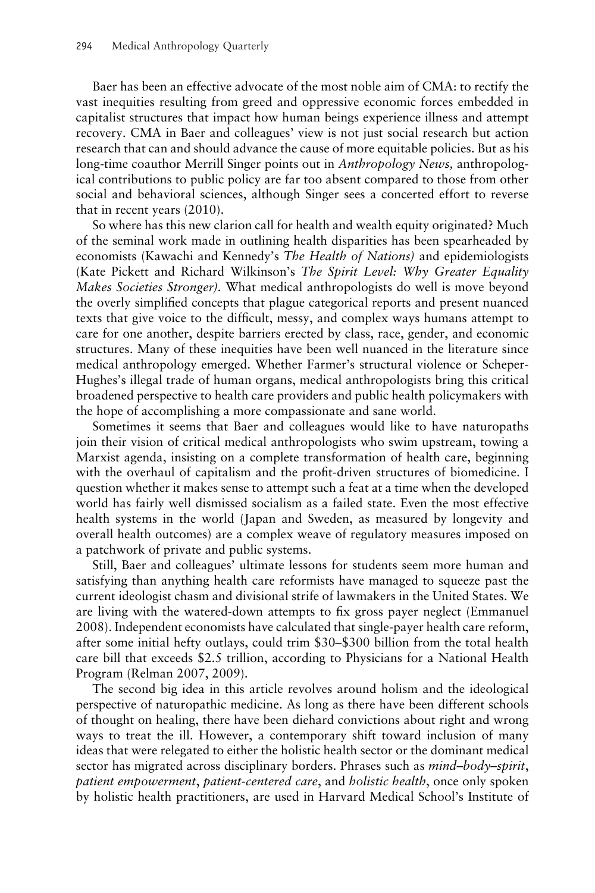Baer has been an effective advocate of the most noble aim of CMA: to rectify the vast inequities resulting from greed and oppressive economic forces embedded in capitalist structures that impact how human beings experience illness and attempt recovery. CMA in Baer and colleagues' view is not just social research but action research that can and should advance the cause of more equitable policies. But as his long-time coauthor Merrill Singer points out in *Anthropology News,* anthropological contributions to public policy are far too absent compared to those from other social and behavioral sciences, although Singer sees a concerted effort to reverse that in recent years (2010).

So where has this new clarion call for health and wealth equity originated? Much of the seminal work made in outlining health disparities has been spearheaded by economists (Kawachi and Kennedy's *The Health of Nations)* and epidemiologists (Kate Pickett and Richard Wilkinson's *The Spirit Level: Why Greater Equality Makes Societies Stronger).* What medical anthropologists do well is move beyond the overly simplified concepts that plague categorical reports and present nuanced texts that give voice to the difficult, messy, and complex ways humans attempt to care for one another, despite barriers erected by class, race, gender, and economic structures. Many of these inequities have been well nuanced in the literature since medical anthropology emerged. Whether Farmer's structural violence or Scheper-Hughes's illegal trade of human organs, medical anthropologists bring this critical broadened perspective to health care providers and public health policymakers with the hope of accomplishing a more compassionate and sane world.

Sometimes it seems that Baer and colleagues would like to have naturopaths join their vision of critical medical anthropologists who swim upstream, towing a Marxist agenda, insisting on a complete transformation of health care, beginning with the overhaul of capitalism and the profit-driven structures of biomedicine. I question whether it makes sense to attempt such a feat at a time when the developed world has fairly well dismissed socialism as a failed state. Even the most effective health systems in the world (Japan and Sweden, as measured by longevity and overall health outcomes) are a complex weave of regulatory measures imposed on a patchwork of private and public systems.

Still, Baer and colleagues' ultimate lessons for students seem more human and satisfying than anything health care reformists have managed to squeeze past the current ideologist chasm and divisional strife of lawmakers in the United States. We are living with the watered-down attempts to fix gross payer neglect (Emmanuel 2008). Independent economists have calculated that single-payer health care reform, after some initial hefty outlays, could trim \$30–\$300 billion from the total health care bill that exceeds \$2.5 trillion, according to Physicians for a National Health Program (Relman 2007, 2009).

The second big idea in this article revolves around holism and the ideological perspective of naturopathic medicine. As long as there have been different schools of thought on healing, there have been diehard convictions about right and wrong ways to treat the ill. However, a contemporary shift toward inclusion of many ideas that were relegated to either the holistic health sector or the dominant medical sector has migrated across disciplinary borders. Phrases such as *mind–body–spirit*, *patient empowerment*, *patient-centered care*, and *holistic health*, once only spoken by holistic health practitioners, are used in Harvard Medical School's Institute of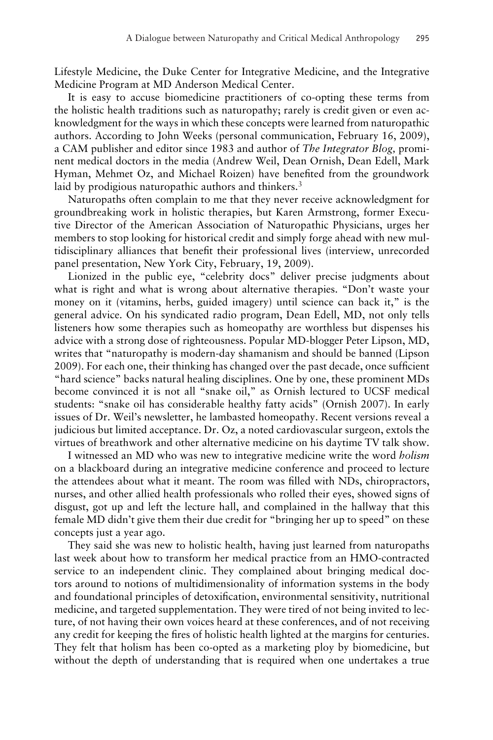Lifestyle Medicine, the Duke Center for Integrative Medicine, and the Integrative Medicine Program at MD Anderson Medical Center.

It is easy to accuse biomedicine practitioners of co-opting these terms from the holistic health traditions such as naturopathy; rarely is credit given or even acknowledgment for the ways in which these concepts were learned from naturopathic authors. According to John Weeks (personal communication, February 16, 2009), a CAM publisher and editor since 1983 and author of *The Integrator Blog,* prominent medical doctors in the media (Andrew Weil, Dean Ornish, Dean Edell, Mark Hyman, Mehmet Oz, and Michael Roizen) have benefited from the groundwork laid by prodigious naturopathic authors and thinkers.[3]

Naturopaths often complain to me that they never receive acknowledgment for groundbreaking work in holistic therapies, but Karen Armstrong, former Executive Director of the American Association of Naturopathic Physicians, urges her members to stop looking for historical credit and simply forge ahead with new multidisciplinary alliances that benefit their professional lives (interview, unrecorded panel presentation, New York City, February, 19, 2009).

Lionized in the public eye, "celebrity docs" deliver precise judgments about what is right and what is wrong about alternative therapies. "Don't waste your money on it (vitamins, herbs, guided imagery) until science can back it," is the general advice. On his syndicated radio program, Dean Edell, MD, not only tells listeners how some therapies such as homeopathy are worthless but dispenses his advice with a strong dose of righteousness. Popular MD-blogger Peter Lipson, MD, writes that "naturopathy is modern-day shamanism and should be banned (Lipson 2009). For each one, their thinking has changed over the past decade, once sufficient "hard science" backs natural healing disciplines. One by one, these prominent MDs become convinced it is not all "snake oil," as Ornish lectured to UCSF medical students: "snake oil has considerable healthy fatty acids" (Ornish 2007). In early issues of Dr. Weil's newsletter, he lambasted homeopathy. Recent versions reveal a judicious but limited acceptance. Dr. Oz, a noted cardiovascular surgeon, extols the virtues of breathwork and other alternative medicine on his daytime TV talk show.

I witnessed an MD who was new to integrative medicine write the word *holism* on a blackboard during an integrative medicine conference and proceed to lecture the attendees about what it meant. The room was filled with NDs, chiropractors, nurses, and other allied health professionals who rolled their eyes, showed signs of disgust, got up and left the lecture hall, and complained in the hallway that this female MD didn't give them their due credit for "bringing her up to speed" on these concepts just a year ago.

They said she was new to holistic health, having just learned from naturopaths last week about how to transform her medical practice from an HMO-contracted service to an independent clinic. They complained about bringing medical doctors around to notions of multidimensionality of information systems in the body and foundational principles of detoxification, environmental sensitivity, nutritional medicine, and targeted supplementation. They were tired of not being invited to lecture, of not having their own voices heard at these conferences, and of not receiving any credit for keeping the fires of holistic health lighted at the margins for centuries. They felt that holism has been co-opted as a marketing ploy by biomedicine, but without the depth of understanding that is required when one undertakes a true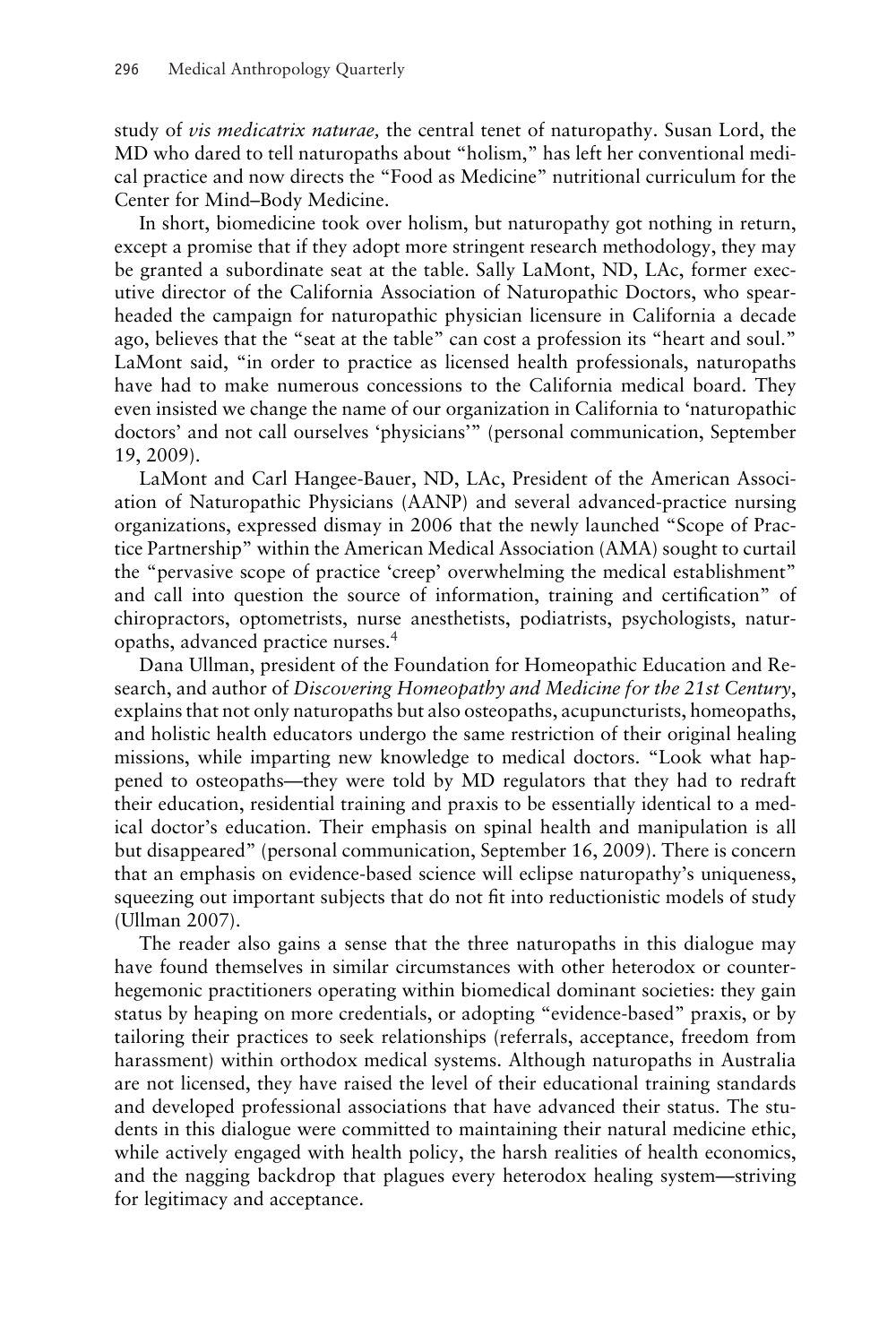study of *vis medicatrix naturae,* the central tenet of naturopathy. Susan Lord, the MD who dared to tell naturopaths about "holism," has left her conventional medical practice and now directs the "Food as Medicine" nutritional curriculum for the Center for Mind–Body Medicine.

In short, biomedicine took over holism, but naturopathy got nothing in return, except a promise that if they adopt more stringent research methodology, they may be granted a subordinate seat at the table. Sally LaMont, ND, LAc, former executive director of the California Association of Naturopathic Doctors, who spearheaded the campaign for naturopathic physician licensure in California a decade ago, believes that the "seat at the table" can cost a profession its "heart and soul." LaMont said, "in order to practice as licensed health professionals, naturopaths have had to make numerous concessions to the California medical board. They even insisted we change the name of our organization in California to 'naturopathic doctors' and not call ourselves 'physicians'" (personal communication, September 19, 2009).

LaMont and Carl Hangee-Bauer, ND, LAc, President of the American Association of Naturopathic Physicians (AANP) and several advanced-practice nursing organizations, expressed dismay in 2006 that the newly launched "Scope of Practice Partnership" within the American Medical Association (AMA) sought to curtail the "pervasive scope of practice 'creep' overwhelming the medical establishment" and call into question the source of information, training and certification" of chiropractors, optometrists, nurse anesthetists, podiatrists, psychologists, naturopaths, advanced practice nurses.[4]

Dana Ullman, president of the Foundation for Homeopathic Education and Research, and author of *Discovering Homeopathy and Medicine for the 21st Century*, explains that not only naturopaths but also osteopaths, acupuncturists, homeopaths, and holistic health educators undergo the same restriction of their original healing missions, while imparting new knowledge to medical doctors. "Look what happened to osteopaths—they were told by MD regulators that they had to redraft their education, residential training and praxis to be essentially identical to a medical doctor's education. Their emphasis on spinal health and manipulation is all but disappeared" (personal communication, September 16, 2009). There is concern that an emphasis on evidence-based science will eclipse naturopathy's uniqueness, squeezing out important subjects that do not fit into reductionistic models of study (Ullman 2007).

The reader also gains a sense that the three naturopaths in this dialogue may have found themselves in similar circumstances with other heterodox or counter-hegemonic practitioners operating within biomedical dominant societies: they gain status by heaping on more credentials, or adopting "evidence-based" praxis, or by tailoring their practices to seek relationships (referrals, acceptance, freedom from harassment) within orthodox medical systems. Although naturopaths in Australia are not licensed, they have raised the level of their educational training standards and developed professional associations that have advanced their status. The students in this dialogue were committed to maintaining their natural medicine ethic, while actively engaged with health policy, the harsh realities of health economics, and the nagging backdrop that plagues every heterodox healing system—striving for legitimacy and acceptance.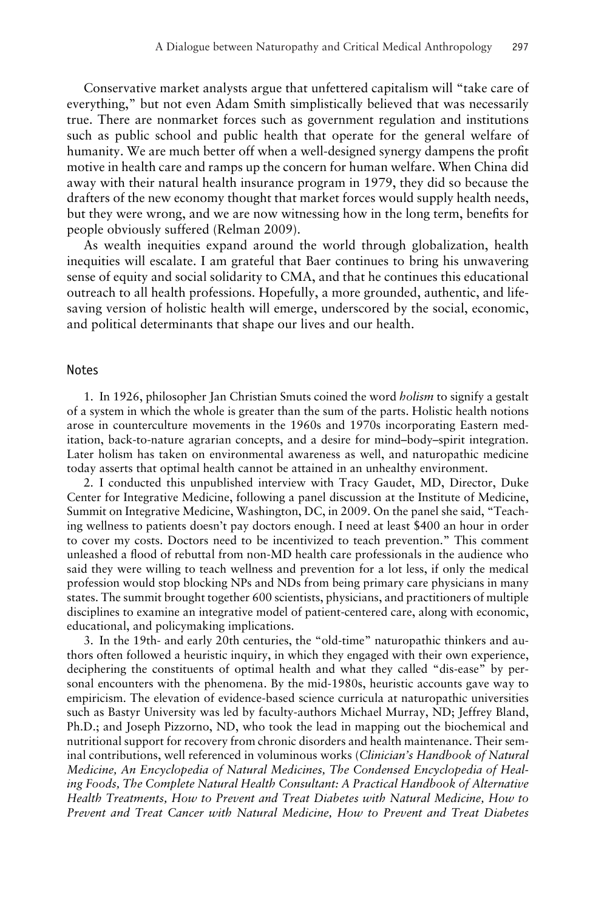Conservative market analysts argue that unfettered capitalism will "take care of everything," but not even Adam Smith simplistically believed that was necessarily true. There are nonmarket forces such as government regulation and institutions such as public school and public health that operate for the general welfare of humanity. We are much better off when a well-designed synergy dampens the profit motive in health care and ramps up the concern for human welfare. When China did away with their natural health insurance program in 1979, they did so because the drafters of the new economy thought that market forces would supply health needs, but they were wrong, and we are now witnessing how in the long term, benefits for people obviously suffered (Relman 2009).

As wealth inequities expand around the world through globalization, health inequities will escalate. I am grateful that Baer continues to bring his unwavering sense of equity and social solidarity to CMA, and that he continues this educational outreach to all health professions. Hopefully, a more grounded, authentic, and life-saving version of holistic health will emerge, underscored by the social, economic, and political determinants that shape our lives and our health.

## Notes

1. In 1926, philosopher Jan Christian Smuts coined the word *holism* to signify a gestalt of a system in which the whole is greater than the sum of the parts. Holistic health notions arose in counterculture movements in the 1960s and 1970s incorporating Eastern meditation, back-to-nature agrarian concepts, and a desire for mind–body–spirit integration. Later holism has taken on environmental awareness as well, and naturopathic medicine today asserts that optimal health cannot be attained in an unhealthy environment.

2. I conducted this unpublished interview with Tracy Gaudet, MD, Director, Duke Center for Integrative Medicine, following a panel discussion at the Institute of Medicine, Summit on Integrative Medicine, Washington, DC, in 2009. On the panel she said, "Teaching wellness to patients doesn't pay doctors enough. I need at least $400 an hour in order to cover my costs. Doctors need to be incentivized to teach prevention." This comment unleashed a flood of rebuttal from non-MD health care professionals in the audience who said they were willing to teach wellness and prevention for a lot less, if only the medical profession would stop blocking NPs and NDs from being primary care physicians in many states. The summit brought together 600 scientists, physicians, and practitioners of multiple disciplines to examine an integrative model of patient-centered care, along with economic, educational, and policymaking implications.

3. In the 19th- and early 20th centuries, the "old-time" naturopathic thinkers and authors often followed a heuristic inquiry, in which they engaged with their own experience, deciphering the constituents of optimal health and what they called "dis-ease" by personal encounters with the phenomena. By the mid-1980s, heuristic accounts gave way to empiricism. The elevation of evidence-based science curricula at naturopathic universities such as Bastyr University was led by faculty-authors Michael Murray, ND; Jeffrey Bland, Ph.D.; and Joseph Pizzorno, ND, who took the lead in mapping out the biochemical and nutritional support for recovery from chronic disorders and health maintenance. Their seminal contributions, well referenced in voluminous works (*Clinician's Handbook of Natural Medicine, An Encyclopedia of Natural Medicines, The Condensed Encyclopedia of Healing Foods, The Complete Natural Health Consultant: A Practical Handbook of Alternative Health Treatments, How to Prevent and Treat Diabetes with Natural Medicine, How to Prevent and Treat Cancer with Natural Medicine, How to Prevent and Treat Diabetes*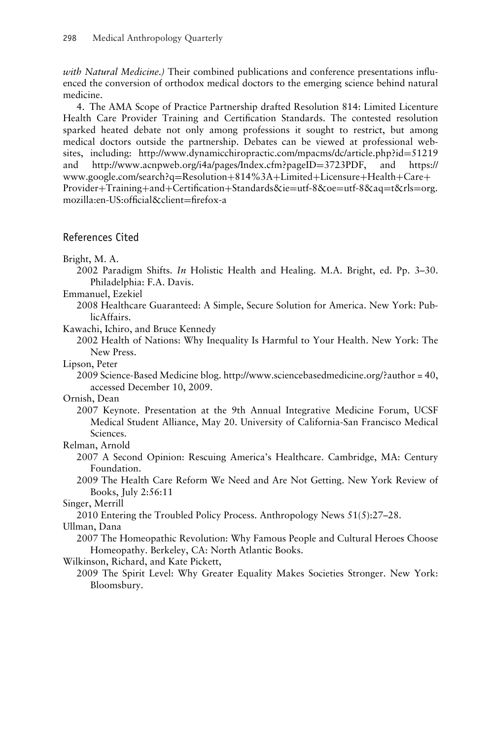*with Natural Medicine.)* Their combined publications and conference presentations influenced the conversion of orthodox medical doctors to the emerging science behind natural medicine.

4. The AMA Scope of Practice Partnership drafted Resolution 814: Limited Licenture Health Care Provider Training and Certification Standards. The contested resolution sparked heated debate not only among professions it sought to restrict, but among medical doctors outside the partnership. Debates can be viewed at professional websites, including: http://www.dynamicchiropractic.com/mpacms/dc/article.php?id=51219 and http://www.acnpweb.org/i4a/pages/Index.cfm?pageID=3723PDF, and https://www.google.com/search?q=Resolution+814%3A+Limited+Licensure+Health+Care+Provider+Training+and+Certification+Standards&ie=utf-8&oe=utf-8&aq=t&rls=org.mozilla:en-US:official&client=firefox-a

## References Cited

Bright, M. A.
2002 Paradigm Shifts. *In* Holistic Health and Healing. M.A. Bright, ed. Pp. 3–30. Philadelphia: F.A. Davis.

Emmanuel, Ezekiel
2008 Healthcare Guaranteed: A Simple, Secure Solution for America. New York: PublicAffairs.

Kawachi, Ichiro, and Bruce Kennedy
2002 Health of Nations: Why Inequality Is Harmful to Your Health. New York: The New Press.

Lipson, Peter
2009 Science-Based Medicine blog. http://www.sciencebasedmedicine.org/?author = 40, accessed December 10, 2009.

Ornish, Dean
2007 Keynote. Presentation at the 9th Annual Integrative Medicine Forum, UCSF Medical Student Alliance, May 20. University of California-San Francisco Medical Sciences.

Relman, Arnold
2007 A Second Opinion: Rescuing America's Healthcare. Cambridge, MA: Century Foundation.
2009 The Health Care Reform We Need and Are Not Getting. New York Review of Books, July 2:56:11

Singer, Merrill
2010 Entering the Troubled Policy Process. Anthropology News 51(5):27–28.

Ullman, Dana
2007 The Homeopathic Revolution: Why Famous People and Cultural Heroes Choose Homeopathy. Berkeley, CA: North Atlantic Books.

Wilkinson, Richard, and Kate Pickett,
2009 The Spirit Level: Why Greater Equality Makes Societies Stronger. New York: Bloomsbury.